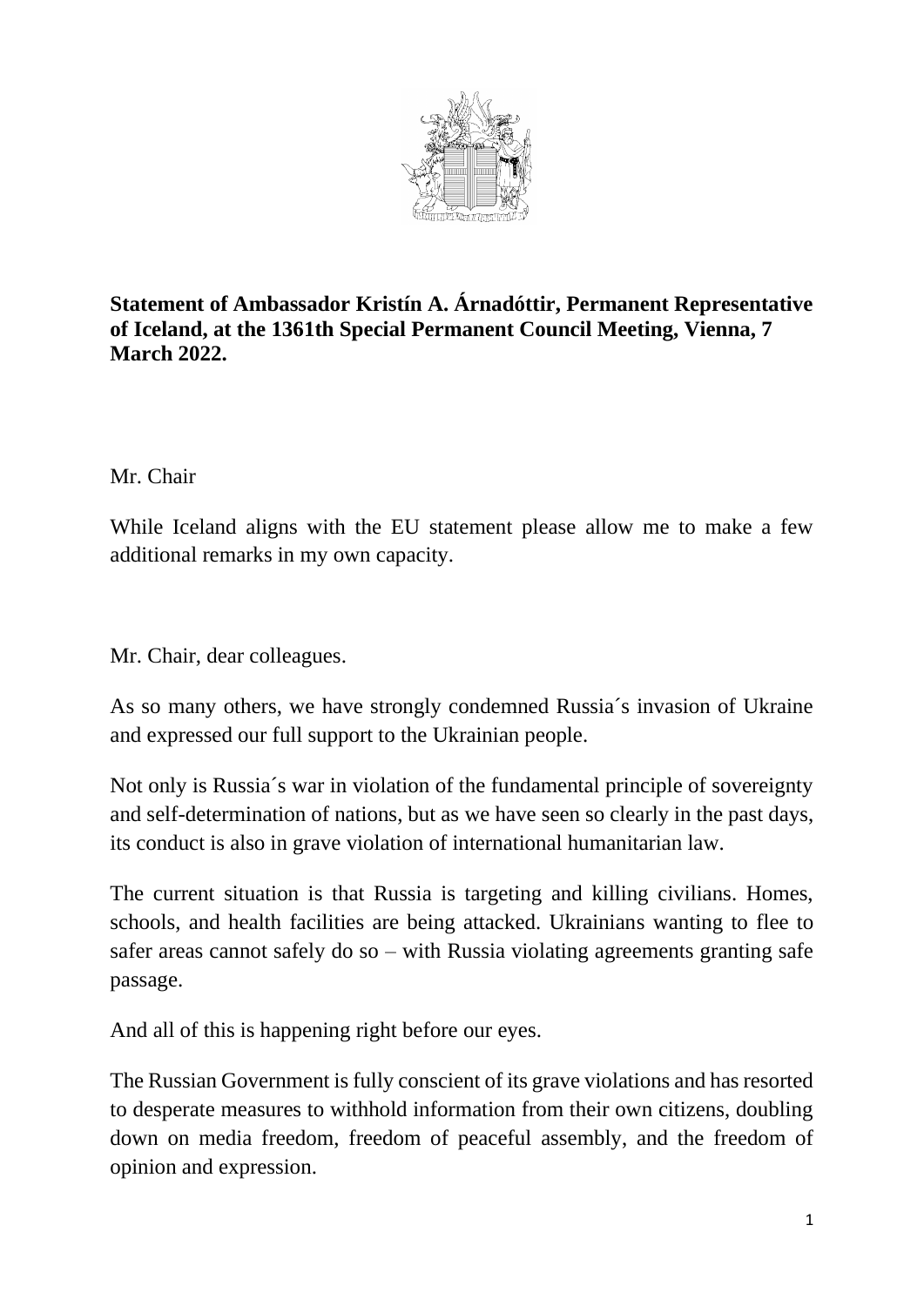**Statement of Ambassador Kristín A. Árnadóttir, Permanent Representative of Iceland, at the 1361th Special Permanent Council Meeting, Vienna, 7 March 2022.**

Mr. Chair

While Iceland aligns with the EU statement please allow me to make a few additional remarks in my own capacity.

Mr. Chair, dear colleagues.

As so many others, we have strongly condemned Russia´s invasion of Ukraine and expressed our full support to the Ukrainian people.

Not only is Russia´s war in violation of the fundamental principle of sovereignty and self-determination of nations, but as we have seen so clearly in the past days, its conduct is also in grave violation of international humanitarian law.

The current situation is that Russia is targeting and killing civilians. Homes, schools, and health facilities are being attacked. Ukrainians wanting to flee to safer areas cannot safely do so – with Russia violating agreements granting safe passage.

And all of this is happening right before our eyes.

The Russian Government is fully conscient of its grave violations and has resorted to desperate measures to withhold information from their own citizens, doubling down on media freedom, freedom of peaceful assembly, and the freedom of opinion and expression.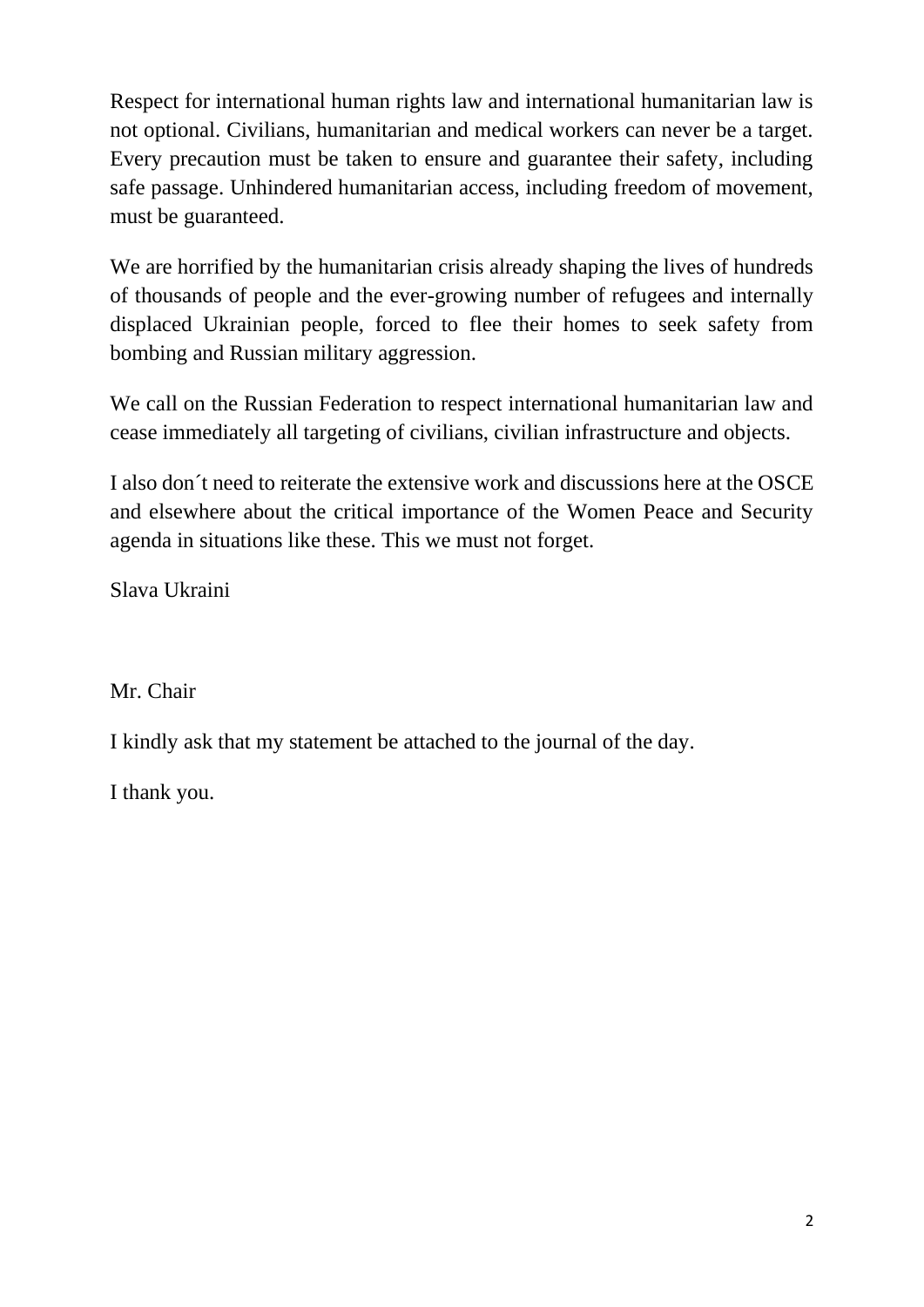Respect for international human rights law and international humanitarian law is not optional. Civilians, humanitarian and medical workers can never be a target. Every precaution must be taken to ensure and guarantee their safety, including safe passage. Unhindered humanitarian access, including freedom of movement, must be guaranteed.

We are horrified by the humanitarian crisis already shaping the lives of hundreds of thousands of people and the ever-growing number of refugees and internally displaced Ukrainian people, forced to flee their homes to seek safety from bombing and Russian military aggression.

We call on the Russian Federation to respect international humanitarian law and cease immediately all targeting of civilians, civilian infrastructure and objects.

I also don´t need to reiterate the extensive work and discussions here at the OSCE and elsewhere about the critical importance of the Women Peace and Security agenda in situations like these. This we must not forget.

Slava Ukraini

Mr. Chair

I kindly ask that my statement be attached to the journal of the day.

I thank you.